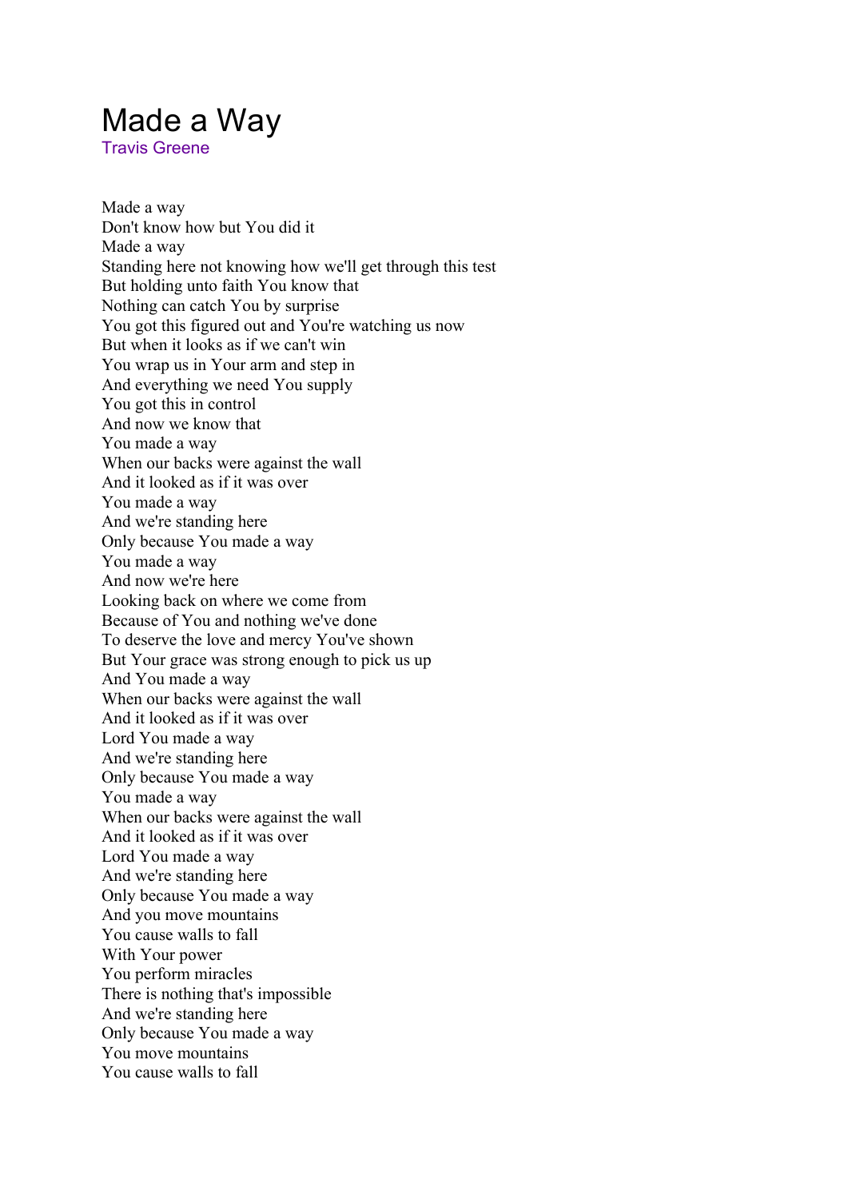# Made a Way

Travis Greene

Made a way
Don't know how but You did it
Made a way
Standing here not knowing how we'll get through this test
But holding unto faith You know that
Nothing can catch You by surprise
You got this figured out and You're watching us now
But when it looks as if we can't win
You wrap us in Your arm and step in
And everything we need You supply
You got this in control
And now we know that
You made a way
When our backs were against the wall
And it looked as if it was over
You made a way
And we're standing here
Only because You made a way
You made a way
And now we're here
Looking back on where we come from
Because of You and nothing we've done
To deserve the love and mercy You've shown
But Your grace was strong enough to pick us up
And You made a way
When our backs were against the wall
And it looked as if it was over
Lord You made a way
And we're standing here
Only because You made a way
You made a way
When our backs were against the wall
And it looked as if it was over
Lord You made a way
And we're standing here
Only because You made a way
And you move mountains
You cause walls to fall
With Your power
You perform miracles
There is nothing that's impossible
And we're standing here
Only because You made a way
You move mountains
You cause walls to fall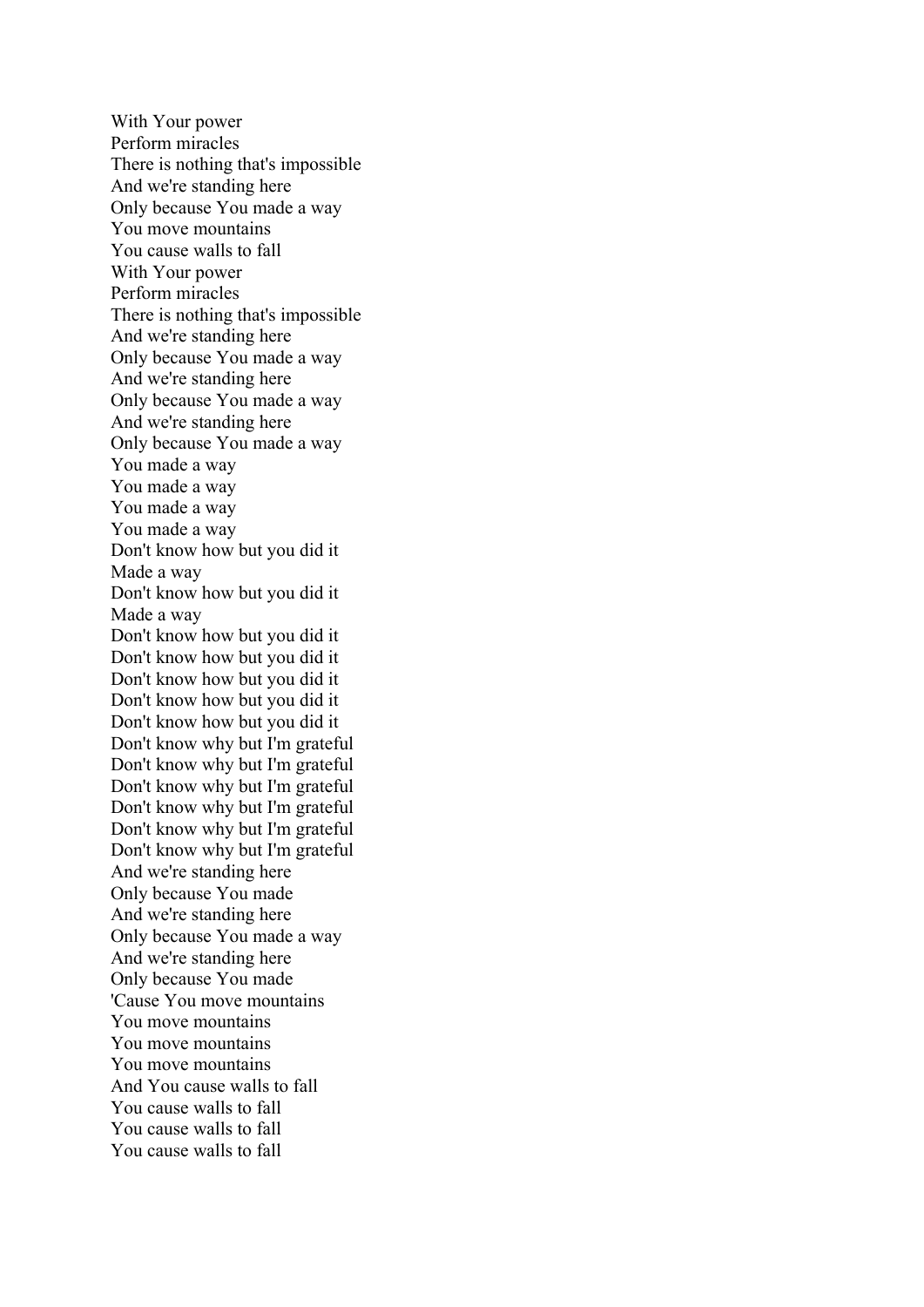With Your power
Perform miracles
There is nothing that's impossible
And we're standing here
Only because You made a way
You move mountains
You cause walls to fall
With Your power
Perform miracles
There is nothing that's impossible
And we're standing here
Only because You made a way
And we're standing here
Only because You made a way
And we're standing here
Only because You made a way
You made a way
You made a way
You made a way
You made a way
Don't know how but you did it
Made a way
Don't know how but you did it
Made a way
Don't know how but you did it
Don't know how but you did it
Don't know how but you did it
Don't know how but you did it
Don't know how but you did it
Don't know why but I'm grateful
Don't know why but I'm grateful
Don't know why but I'm grateful
Don't know why but I'm grateful
Don't know why but I'm grateful
Don't know why but I'm grateful
And we're standing here
Only because You made
And we're standing here
Only because You made a way
And we're standing here
Only because You made
'Cause You move mountains
You move mountains
You move mountains
You move mountains
And You cause walls to fall
You cause walls to fall
You cause walls to fall
You cause walls to fall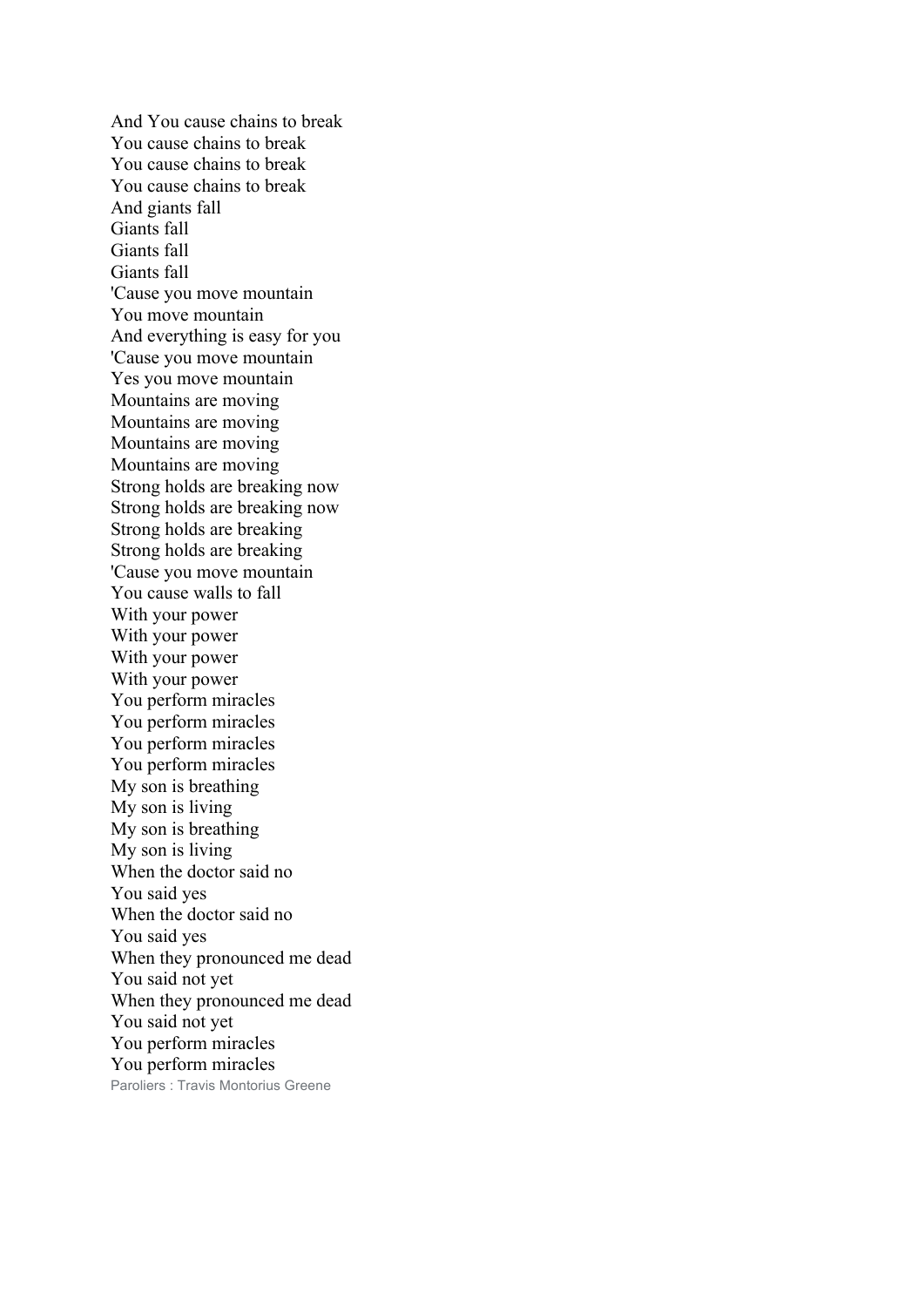And You cause chains to break
You cause chains to break
You cause chains to break
You cause chains to break
And giants fall
Giants fall
Giants fall
Giants fall
'Cause you move mountain
You move mountain
And everything is easy for you
'Cause you move mountain
Yes you move mountain
Mountains are moving
Mountains are moving
Mountains are moving
Mountains are moving
Strong holds are breaking now
Strong holds are breaking now
Strong holds are breaking
Strong holds are breaking
'Cause you move mountain
You cause walls to fall
With your power
With your power
With your power
With your power
You perform miracles
You perform miracles
You perform miracles
You perform miracles
My son is breathing
My son is living
My son is breathing
My son is living
When the doctor said no
You said yes
When the doctor said no
You said yes
When they pronounced me dead
You said not yet
When they pronounced me dead
You said not yet
You perform miracles
You perform miracles

Paroliers : Travis Montorius Greene